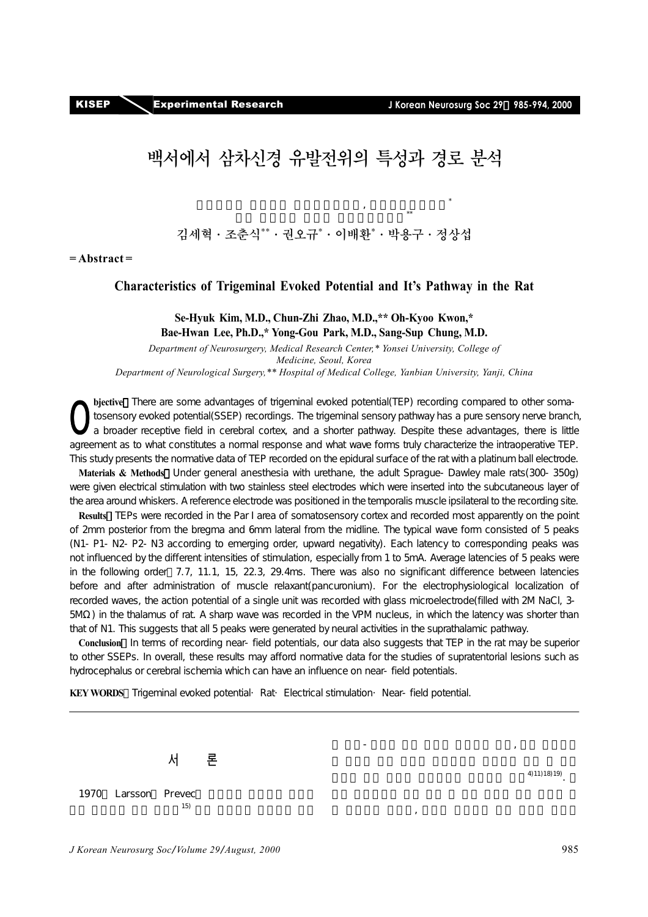# 백서에서 삼차신경 유발전위의 특성과 경로 분석

김세혁 · 조춘식** · 권오규* · 이배환* · 박용구 · 정상섭

**= Abstract =**

## Characteristics of Trigeminal Evoked Potential and It's Pathway in the Rat

**Se-Hyuk Kim, M.D., Chun-Zhi Zhao, M.D.,\*\* Oh-Kyoo Kwon,\* Bae-Hwan Lee, Ph.D.,\* Yong-Gou Park, M.D., Sang-Sup Chung, M.D.**

*Department of Neurosurgery, Medical Research Center,\* Yonsei University, College of Medicine, Seoul, Korea*
*Department of Neurological Surgery,\*\* Hospital of Medical College, Yanbian University, Yanji, China*

**Objective**：There are some advantages of trigeminal evoked potential(TEP) recording compared to other somatosensory evoked potential(SSEP) recordings. The trigeminal sensory pathway has a pure sensory nerve branch, a broader receptive field in cerebral cortex, and a shorter pathway. Despite these advantages, there is little agreement as to what constitutes a normal response and what wave forms truly characterize the intraoperative TEP. This study presents the normative data of TEP recorded on the epidural surface of the rat with a platinum ball electrode.

**Materials & Methods**：Under general anesthesia with urethane, the adult Sprague-Dawley male rats(300-350g) were given electrical stimulation with two stainless steel electrodes which were inserted into the subcutaneous layer of the area around whiskers. A reference electrode was positioned in the temporalis muscle ipsilateral to the recording site.

**Results**：TEPs were recorded in the Par I area of somatosensory cortex and recorded most apparently on the point of 2mm posterior from the bregma and 6mm lateral from the midline. The typical wave form consisted of 5 peaks (N1-P1-N2-P2-N3 according to emerging order, upward negativity). Each latency to corresponding peaks was not influenced by the different intensities of stimulation, especially from 1 to 5mA. Average latencies of 5 peaks were in the following order：7.7, 11.1, 15, 22.3, 29.4ms. There was also no significant difference between latencies before and after administration of muscle relaxant(pancuronium). For the electrophysiological localization of recorded waves, the action potential of a single unit was recorded with glass microelectrode(filled with 2M NaCl, 3-5MΩ) in the thalamus of rat. A sharp wave was recorded in the VPM nucleus, in which the latency was shorter than that of N1. This suggests that all 5 peaks were generated by neural activities in the suprathalamic pathway.

**Conclusion**：In terms of recording near-field potentials, our data also suggests that TEP in the rat may be superior to other SSEPs. In overall, these results may afford normative data for the studies of supratentorial lesions such as hydrocephalus or cerebral ischemia which can have an influence on near-field potentials.

**KEY WORDS**：Trigeminal evoked potential · Rat · Electrical stimulation · Near-field potential.

## 서 론

1970 Larsson Prevec[15]

[4,11,18,19]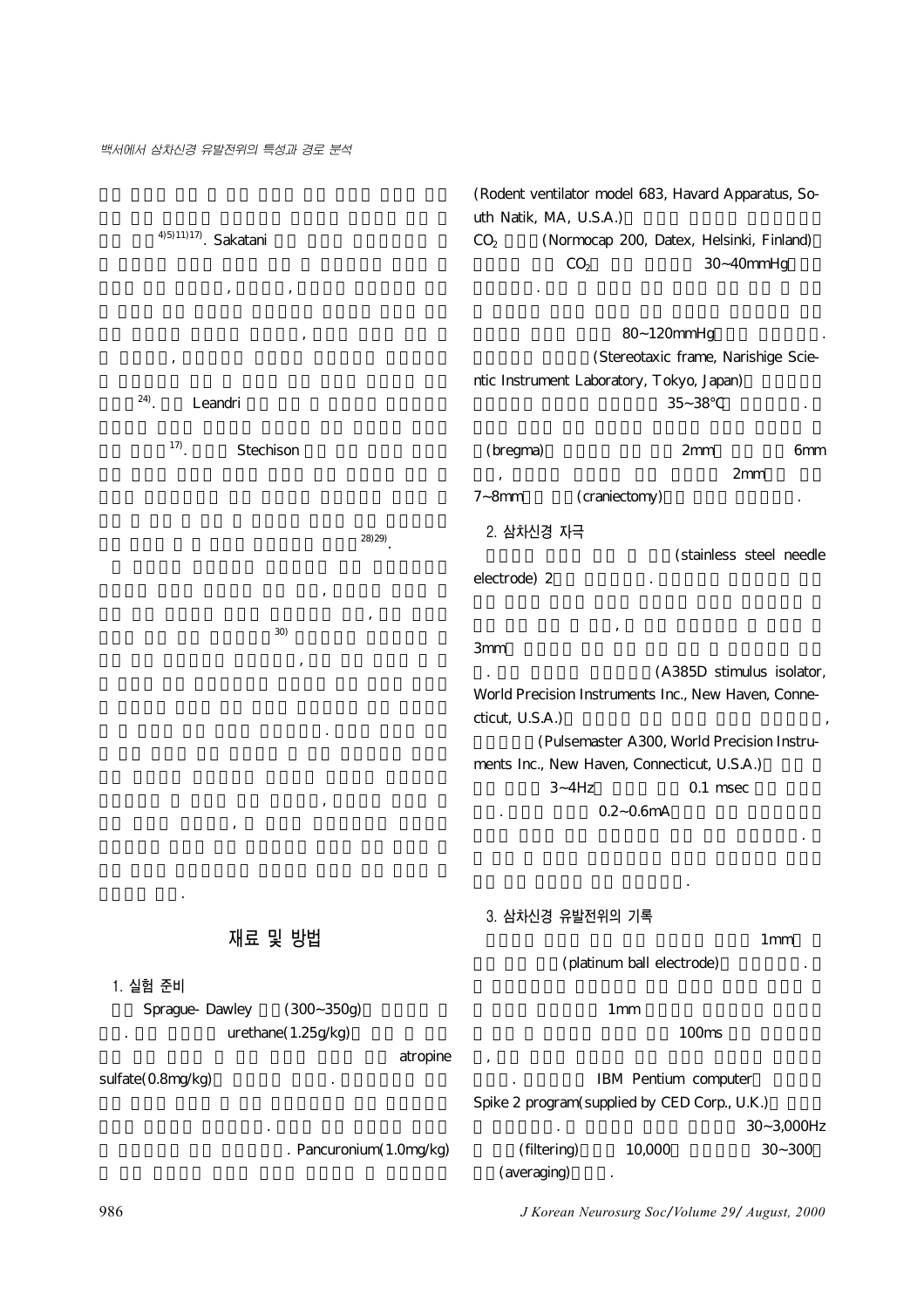[4,5,11,17]. Sakatani

,  ,

,

,

[24]. Leandri

[17]. Stechison

[28,29].

,

,

[30]

,

.

,

,

.

## 재료 및 방법

### 1. 실험 준비

Sprague- Dawley (300~350g)

. urethane(1.25g/kg)

atropine sulfate(0.8mg/kg) .

. Pancuronium(1.0mg/kg)

(Rodent ventilator model 683, Havard Apparatus, South Natik, MA, U.S.A.) $CO_2$ (Normocap 200, Datex, Helsinki, Finland) $CO_2$ 30~40mmHg

.

80~120mmHg .

(Stereotaxic frame, Narishige Scientic Instrument Laboratory, Tokyo, Japan) 35~38℃ .

(bregma) 2mm 6mm

, 2mm

7~8mm (craniectomy) .

### 2. 삼차신경 자극

(stainless steel needle electrode) 2 .

,

3mm

. (A385D stimulus isolator, World Precision Instruments Inc., New Haven, Connecticut, U.S.A.) ,

(Pulsemaster A300, World Precision Instruments Inc., New Haven, Connecticut, U.S.A.)

3~4Hz 0.1 msec

. 0.2~0.6mA

.

.

### 3. 삼차신경 유발전위의 기록

1mm

(platinum ball electrode) .

1mm

100ms

,

. IBM Pentium computer

Spike 2 program(supplied by CED Corp., U.K.)

. 30~3,000Hz

(filtering) 10,000 30~300

(averaging) .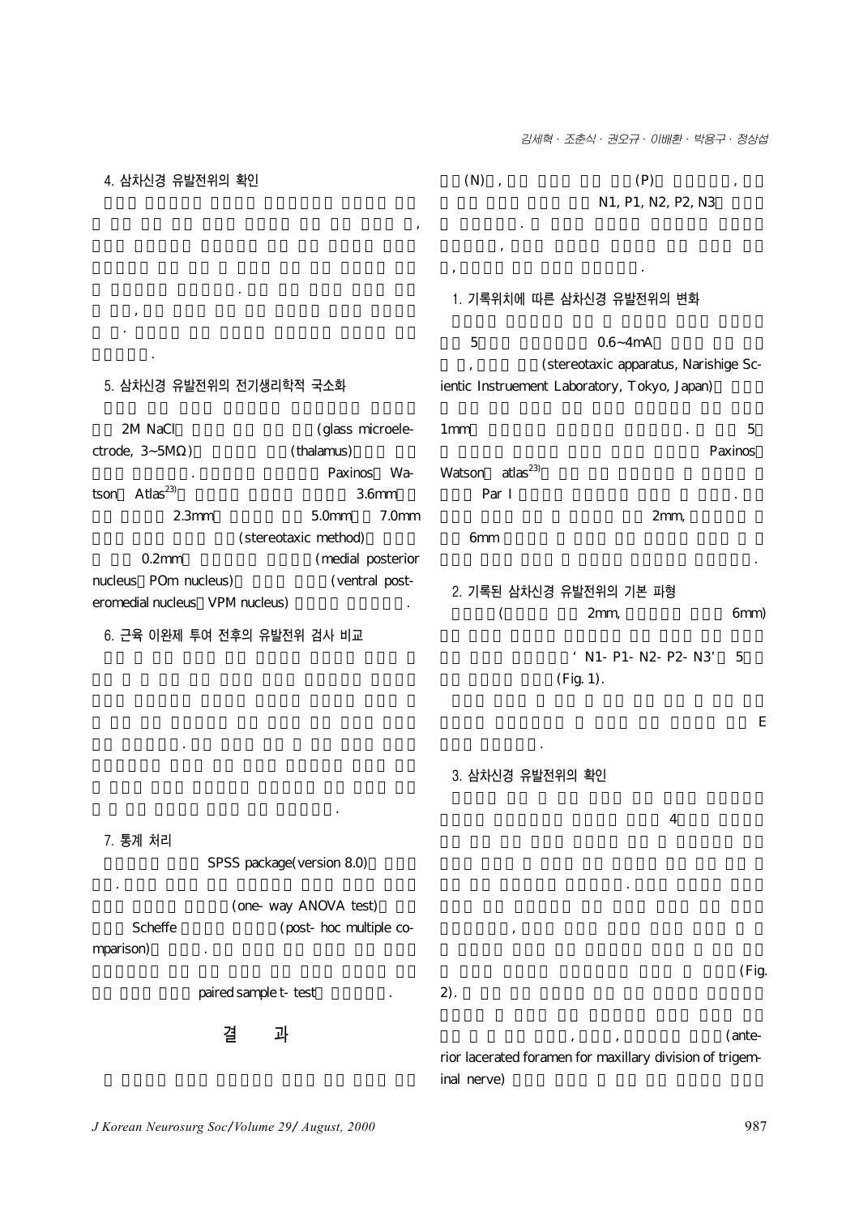### 4. 삼차신경 유발전위의 확인

,

.

,

.

.

### 5. 삼차신경 유발전위의 전기생리학적 국소화

2M NaCl (glass microelectrode, 3~5MΩ) (thalamus)

. Paxinos Watson Atlas[23] 3.6mm

2.3mm 5.0mm 7.0mm

(stereotaxic method)

0.2mm (medial posterior nucleus POm nucleus) (ventral posteromedial nucleus VPM nucleus) .

### 6. 근육 이완제 투여 전후의 유발전위 검사 비교

.

.

### 7. 통계 처리

SPSS package(version 8.0)

. (one-way ANOVA test)

Scheffe (post-hoc multiple comparison) .

paired sample t-test .

## 결 과

(N) , (P) ,

N1, P1, N2, P2, N3

.

,

, .

### 1. 기록위치에 따른 삼차신경 유발전위의 변화

5 0.6~4mA

, (stereotaxic apparatus, Narishige Scientic Instruement Laboratory, Tokyo, Japan)

1mm . 5

Paxinos Watson atlas[23]

Par I .

2mm,

6mm

.

### 2. 기록된 삼차신경 유발전위의 기본 파형

( 2mm, 6mm)

'N1-P1-N2-P2-N3' 5

(Fig. 1).

E

.

### 3. 삼차신경 유발전위의 확인

4

.

,

(Fig. 2).

, , (anterior lacerated foramen for maxillary division of trigeminal nerve)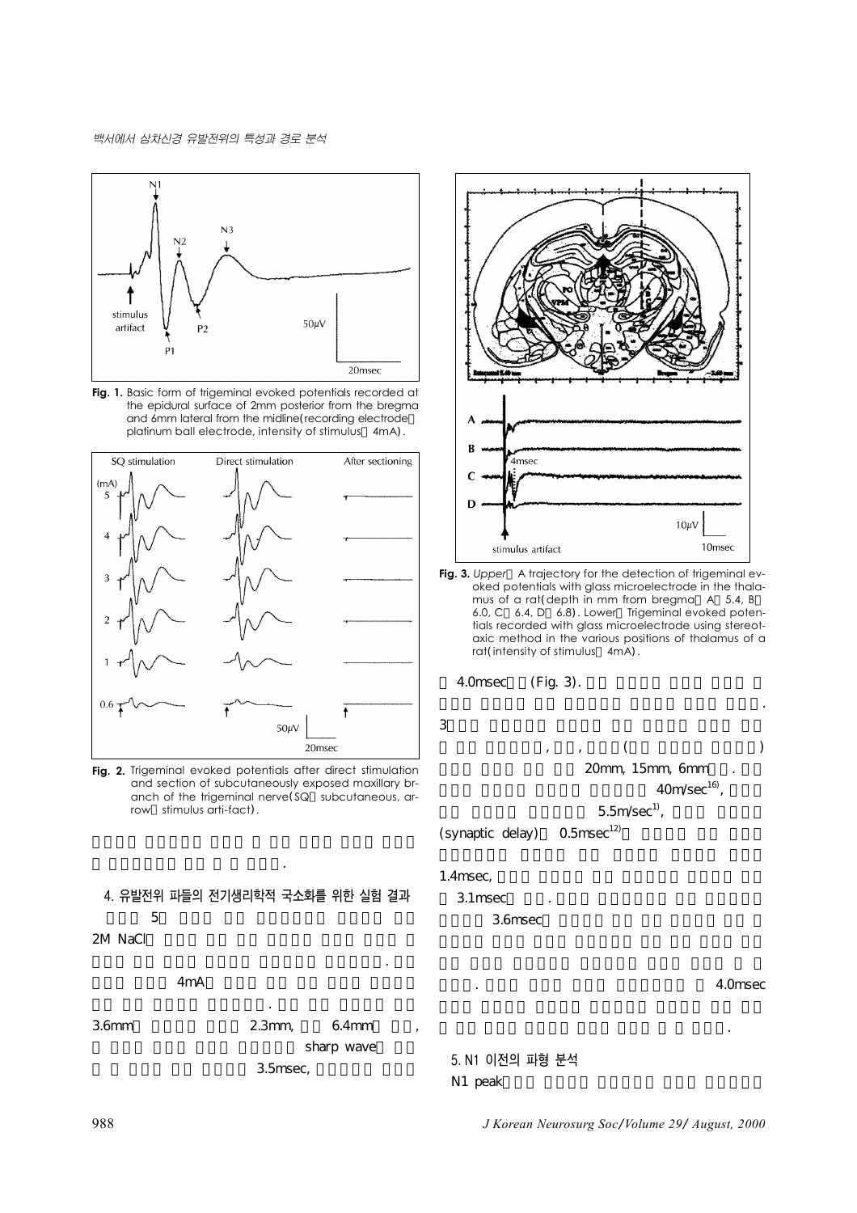Fig. 1. Basic form of trigeminal evoked potentials recorded at the epidural surface of 2mm posterior from the bregma and 6mm lateral from the midline(recording electrode platinum ball electrode, intensity of stimulus 4mA).

Fig. 2. Trigeminal evoked potentials after direct stimulation and section of subcutaneously exposed maxillary branch of the trigeminal nerve(SQ subcutaneous, arrow stimulus arti-fact).

.

4. 유발전위 파들의 전기생리학적 국소화를 위한 실험 결과

5

2M NaCl

.

4mA

.

3.6mm 2.3mm, 6.4mm ,

sharp wave

3.5msec,

Fig. 3. *Upper* A trajectory for the detection of trigeminal evoked potentials with glass microelectrode in the thalamus of a rat(depth in mm from bregma A 5.4, B 6.0, C 6.4, D 6.8). Lower Trigeminal evoked potentials recorded with glass microelectrode using stereotaxic method in the various positions of thalamus of a rat(intensity of stimulus 4mA).

4.0msec (Fig. 3).

.

3

, , ( )

20mm, 15mm, 6mm .

40m/sec[16],

5.5m/sec[1],

(synaptic delay) 0.5msec[12]

1.4msec,

3.1msec .

3.6msec

. 4.0msec

.

5. N1 이전의 파형 분석

N1 peak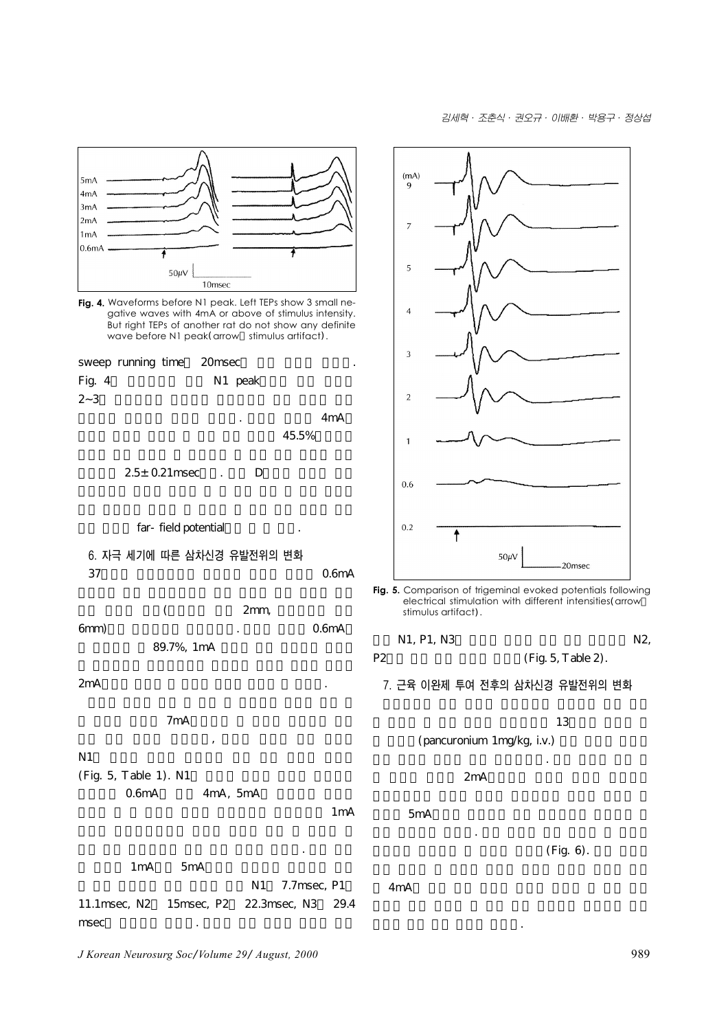Fig. 4. Waveforms before N1 peak. Left TEPs show 3 small negative waves with 4mA or above of stimulus intensity. But right TEPs of another rat do not show any definite wave before N1 peak(arrow stimulus artifact).

sweep running time 20msec .
Fig. 4 N1 peak
2~3
. 4mA
45.5%

2.5±0.21msec . D

far-field potential .

## 6. 자극 세기에 따른 삼차신경 유발전위의 변화

37 0.6mA

( 2mm,
6mm) . 0.6mA
89.7%, 1mA

2mA .

7mA
,
N1
(Fig. 5, Table 1). N1
0.6mA 4mA, 5mA
1mA

.
1mA 5mA
N1 7.7msec, P1
11.1msec, N2 15msec, P2 22.3msec, N3 29.4
msec .

Fig. 5. Comparison of trigeminal evoked potentials following electrical stimulation with different intensities(arrow stimulus artifact).

N1, P1, N3 N2,
P2 (Fig. 5, Table 2).

## 7. 근육 이완제 투여 전후의 삼차신경 유발전위의 변화

13
(pancuronium 1mg/kg, i.v.)
.
2mA

5mA
.
(Fig. 6).

4mA

.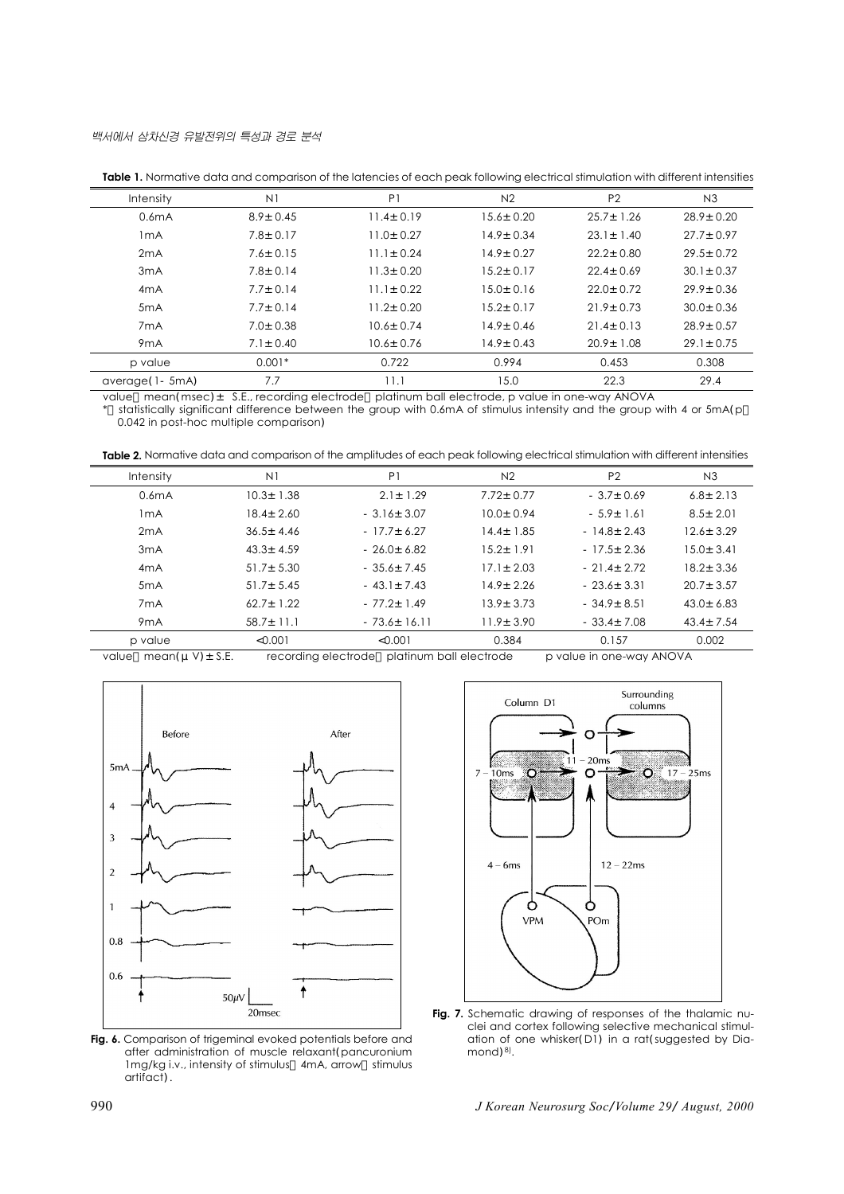**Table 1.** Normative data and comparison of the latencies of each peak following electrical stimulation with different intensities

| Intensity | N1 | P1 | N2 | P2 | N3 |
|---|---|---|---|---|---|
| 0.6mA | 8.9±0.45 | 11.4±0.19 | 15.6±0.20 | 25.7±1.26 | 28.9±0.20 |
| 1mA | 7.8±0.17 | 11.0±0.27 | 14.9±0.34 | 23.1±1.40 | 27.7±0.97 |
| 2mA | 7.6±0.15 | 11.1±0.24 | 14.9±0.27 | 22.2±0.80 | 29.5±0.72 |
| 3mA | 7.8±0.14 | 11.3±0.20 | 15.2±0.17 | 22.4±0.69 | 30.1±0.37 |
| 4mA | 7.7±0.14 | 11.1±0.22 | 15.0±0.16 | 22.0±0.72 | 29.9±0.36 |
| 5mA | 7.7±0.14 | 11.2±0.20 | 15.2±0.17 | 21.9±0.73 | 30.0±0.36 |
| 7mA | 7.0±0.38 | 10.6±0.74 | 14.9±0.46 | 21.4±0.13 | 28.9±0.57 |
| 9mA | 7.1±0.40 | 10.6±0.76 | 14.9±0.43 | 20.9±1.08 | 29.1±0.75 |
| p value | 0.001* | 0.722 | 0.994 | 0.453 | 0.308 |
| average(1- 5mA) | 7.7 | 11.1 | 15.0 | 22.3 | 29.4 |

value : mean(msec)± S.E., recording electrode : platinum ball electrode, p value in one-way ANOVA
* : statistically significant difference between the group with 0.6mA of stimulus intensity and the group with 4 or 5mA(p < 0.042 in post-hoc multiple comparison)

**Table 2.** Normative data and comparison of the amplitudes of each peak following electrical stimulation with different intensities

| Intensity | N1 | P1 | N2 | P2 | N3 |
|---|---|---|---|---|---|
| 0.6mA | 10.3±1.38 | 2.1±1.29 | 7.72±0.77 | - 3.7±0.69 | 6.8±2.13 |
| 1mA | 18.4±2.60 | - 3.16±3.07 | 10.0±0.94 | - 5.9±1.61 | 8.5±2.01 |
| 2mA | 36.5±4.46 | - 17.7±6.27 | 14.4±1.85 | - 14.8±2.43 | 12.6±3.29 |
| 3mA | 43.3±4.59 | - 26.0±6.82 | 15.2±1.91 | - 17.5±2.36 | 15.0±3.41 |
| 4mA | 51.7±5.30 | - 35.6±7.45 | 17.1±2.03 | - 21.4±2.72 | 18.2±3.36 |
| 5mA | 51.7±5.45 | - 43.1±7.43 | 14.9±2.26 | - 23.6±3.31 | 20.7±3.57 |
| 7mA | 62.7±1.22 | - 77.2±1.49 | 13.9±3.73 | - 34.9±8.51 | 43.0±6.83 |
| 9mA | 58.7±11.1 | - 73.6±16.11 | 11.9±3.90 | - 33.4±7.08 | 43.4±7.54 |
| p value | <0.001 | <0.001 | 0.384 | 0.157 | 0.002 |

value : mean(μV)±S.E. recording electrode : platinum ball electrode p value in one-way ANOVA

**Fig. 6.** Comparison of trigeminal evoked potentials before and after administration of muscle relaxant(pancuronium 1mg/kg i.v., intensity of stimulus : 4mA, arrow : stimulus artifact).

**Fig. 7.** Schematic drawing of responses of the thalamic nuclei and cortex following selective mechanical stimulation of one whisker(D1) in a rat(suggested by Diamond)[8].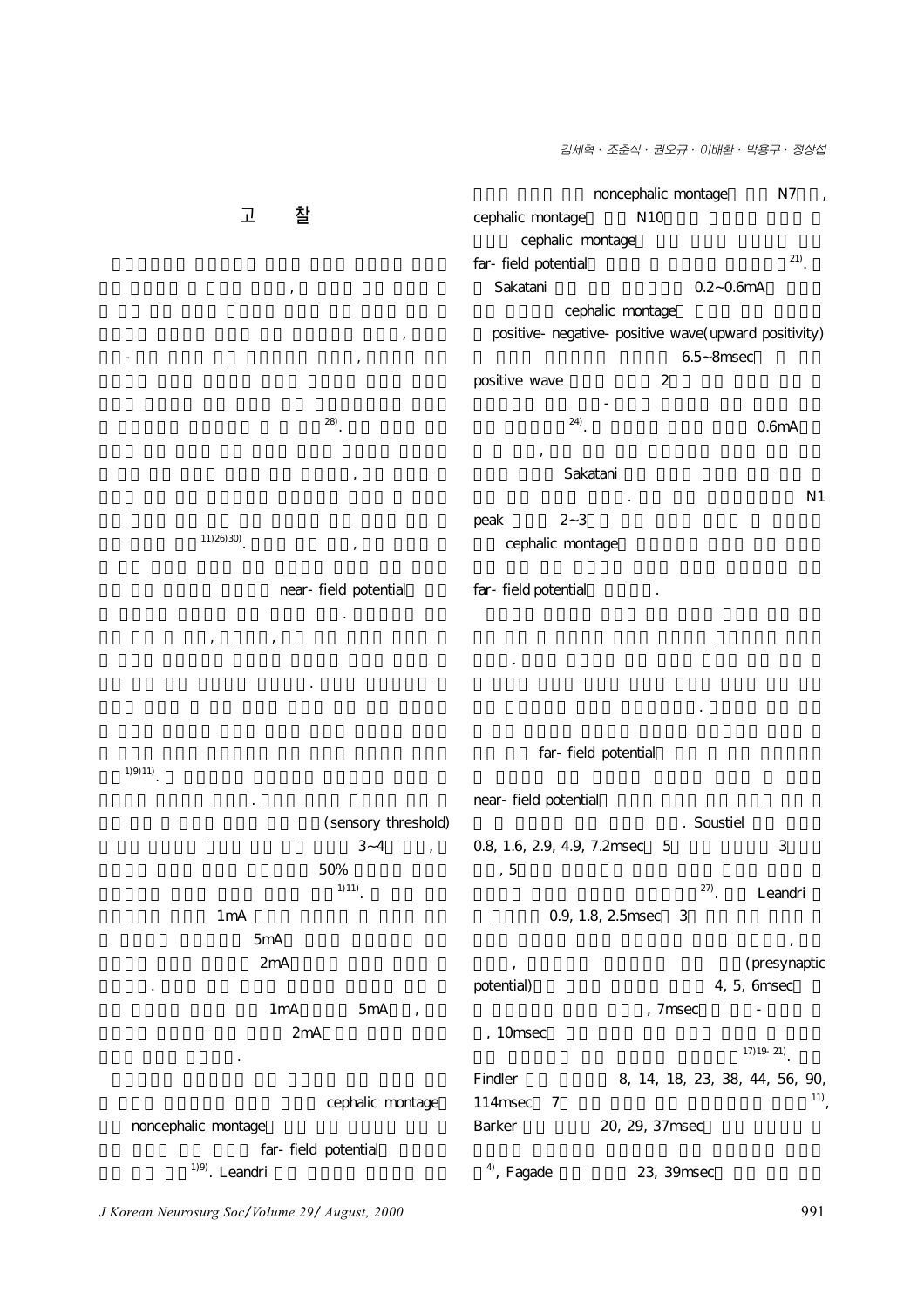## 고 찰

,

,

-                ,

[28].

,

[11,26,30].                ,

near-field potential

.

, , ,

.

[1,9,11].

.

(sensory threshold)

3~4 ,

50%

[1,11].

1mA

5mA

2mA

.

1mA 5mA ,

2mA

.

cephalic montage

noncephalic montage

far-field potential

[1,9]. Leandri

noncephalic montage N7 ,

cephalic montage N10

cephalic montage

far-field potential [21].

Sakatani 0.2~0.6mA

cephalic montage

positive-negative-positive wave(upward positivity)

6.5~8msec

positive wave 2

-

[24]. 0.6mA

,

Sakatani

. N1

peak 2~3

cephalic montage

far-field potential .

.

.

far-field potential

near-field potential

. Soustiel

0.8, 1.6, 2.9, 4.9, 7.2msec 5 3

, 5

[27]. Leandri

0.9, 1.8, 2.5msec 3

,

, (presynaptic potential) 4, 5, 6msec

, 7msec -

, 10msec

[17,19-21].

Findler 8, 14, 18, 23, 38, 44, 56, 90, 114msec 7 [11],

Barker 20, 29, 37msec

[4], Fagade 23, 39msec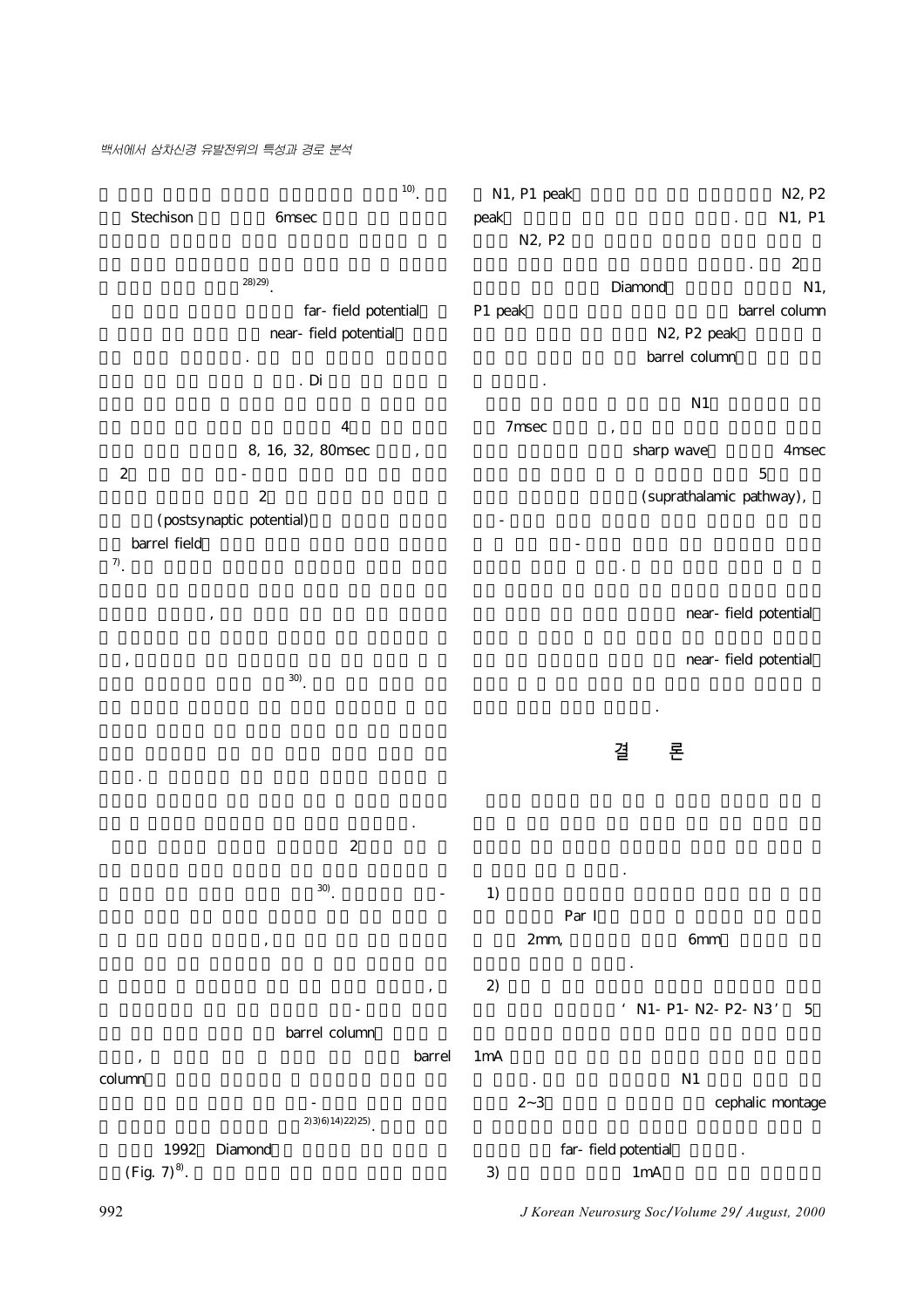$^{10)}$.

Stechison 6msec

$^{28)29)}$.

far-field potential

near-field potential

. Di

4

8, 16, 32, 80msec ,

2 -

2

(postsynaptic potential)

barrel field

$^{7)}$.

,

,

$^{30)}$.

.

.

2

$^{30)}$. -

,

,

-

barrel column

, barrel column

-

$^{2)3)6)14)22)25)}$.

1992 Diamond

(Fig. 7)$^{8)}$.

N1, P1 peak N2, P2 peak . N1, P1 N2, P2 . 2 Diamond N1, P1 peak barrel column N2, P2 peak barrel column .

N1 7msec , sharp wave 4msec 5 (suprathalamic pathway), - -

.

near-field potential

near-field potential

.

## 결 론

.

1) Par I 2mm, 6mm .

2) 'N1-P1-N2-P2-N3' 5 1mA . N1 2~3 cephalic montage far-field potential .

3) 1mA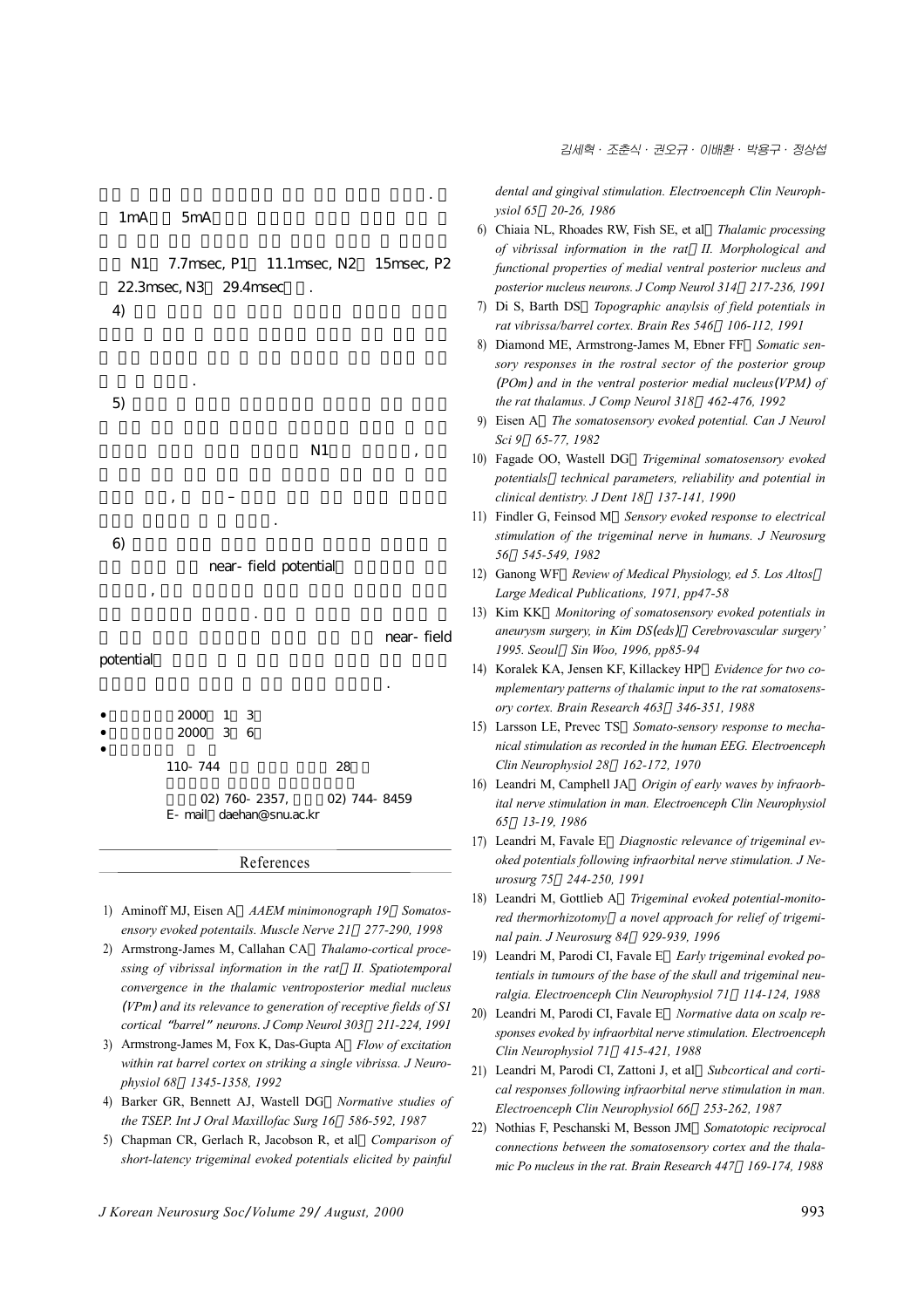. 1mA 5mA

N1 7.7msec, P1 11.1msec, N2 15msec, P2 22.3msec, N3 29.4msec .

4)

.

5)

N1 ,

, –

.

6)

near-field potential

,

.

near-field potential

.

- 2000 1 3
- 2000 3 6
- 

110-744 28

02) 760-2357, 02) 744-8459

E-mail daehan@snu.ac.kr

## References

1) Aminoff MJ, Eisen A : *AAEM minimonograph 19 : Somatosensory evoked potentails. Muscle Nerve 21 : 277-290, 1998*
2) Armstrong-James M, Callahan CA : *Thalamo-cortical processing of vibrissal information in the rat : II. Spatiotemporal convergence in the thalamic ventroposterior medial nucleus (VPm) and its relevance to generation of receptive fields of S1 cortical "barrel" neurons. J Comp Neurol 303 : 211-224, 1991*
3) Armstrong-James M, Fox K, Das-Gupta A : *Flow of excitation within rat barrel cortex on striking a single vibrissa. J Neurophysiol 68 : 1345-1358, 1992*
4) Barker GR, Bennett AJ, Wastell DG : *Normative studies of the TSEP. Int J Oral Maxillofac Surg 16 : 586-592, 1987*
5) Chapman CR, Gerlach R, Jacobson R, et al : *Comparison of short-latency trigeminal evoked potentials elicited by painful dental and gingival stimulation. Electroenceph Clin Neurophysiol 65 : 20-26, 1986*
6) Chiaia NL, Rhoades RW, Fish SE, et al : *Thalamic processing of vibrissal information in the rat : II. Morphological and functional properties of medial ventral posterior nucleus and posterior nucleus neurons. J Comp Neurol 314 : 217-236, 1991*
7) Di S, Barth DS : *Topographic anaylsis of field potentials in rat vibrissa/barrel cortex. Brain Res 546 : 106-112, 1991*
8) Diamond ME, Armstrong-James M, Ebner FF : *Somatic sensory responses in the rostral sector of the posterior group (POm) and in the ventral posterior medial nucleus(VPM) of the rat thalamus. J Comp Neurol 318 : 462-476, 1992*
9) Eisen A : *The somatosensory evoked potential. Can J Neurol Sci 9 : 65-77, 1982*
10) Fagade OO, Wastell DG : *Trigeminal somatosensory evoked potentials : technical parameters, reliability and potential in clinical dentistry. J Dent 18 : 137-141, 1990*
11) Findler G, Feinsod M : *Sensory evoked response to electrical stimulation of the trigeminal nerve in humans. J Neurosurg 56 : 545-549, 1982*
12) Ganong WF : *Review of Medical Physiology, ed 5. Los Altos : Large Medical Publications, 1971, pp47-58*
13) Kim KK : *Monitoring of somatosensory evoked potentials in aneurysm surgery, in Kim DS(eds) : Cerebrovascular surgery' 1995. Seoul : Sin Woo, 1996, pp85-94*
14) Koralek KA, Jensen KF, Killackey HP : *Evidence for two complementary patterns of thalamic input to the rat somatosensory cortex. Brain Research 463 : 346-351, 1988*
15) Larsson LE, Prevec TS : *Somato-sensory response to mechanical stimulation as recorded in the human EEG. Electroenceph Clin Neurophysiol 28 : 162-172, 1970*
16) Leandri M, Camphell JA : *Origin of early waves by infraorbital nerve stimulation in man. Electroenceph Clin Neurophysiol 65 : 13-19, 1986*
17) Leandri M, Favale E : *Diagnostic relevance of trigeminal evoked potentials following infraorbital nerve stimulation. J Neurosurg 75 : 244-250, 1991*
18) Leandri M, Gottlieb A : *Trigeminal evoked potential-monitored thermorhizotomy : a novel approach for relief of trigeminal pain. J Neurosurg 84 : 929-939, 1996*
19) Leandri M, Parodi CI, Favale E : *Early trigeminal evoked potentials in tumours of the base of the skull and trigeminal neuralgia. Electroenceph Clin Neurophysiol 71 : 114-124, 1988*
20) Leandri M, Parodi CI, Favale E : *Normative data on scalp responses evoked by infraorbital nerve stimulation. Electroenceph Clin Neurophysiol 71 : 415-421, 1988*
21) Leandri M, Parodi CI, Zattoni J, et al : *Subcortical and cortical responses following infraorbital nerve stimulation in man. Electroenceph Clin Neurophysiol 66 : 253-262, 1987*
22) Nothias F, Peschanski M, Besson JM : *Somatotopic reciprocal connections between the somatosensory cortex and the thalamic Po nucleus in the rat. Brain Research 447 : 169-174, 1988*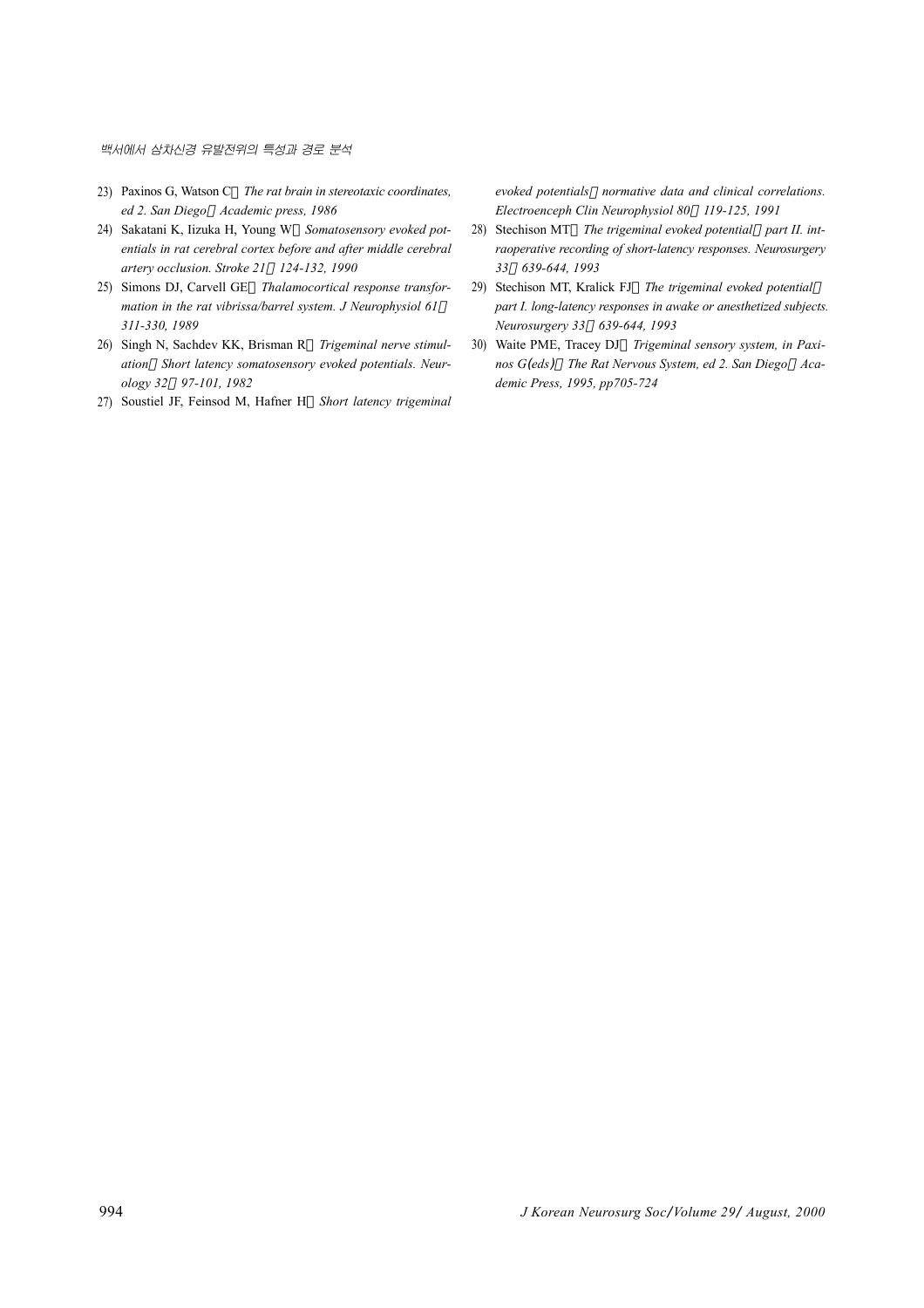23) Paxinos G, Watson C：*The rat brain in stereotaxic coordinates, ed 2. San Diego：Academic press, 1986*

24) Sakatani K, Iizuka H, Young W：*Somatosensory evoked potentials in rat cerebral cortex before and after middle cerebral artery occlusion. Stroke 21：124-132, 1990*

25) Simons DJ, Carvell GE：*Thalamocortical response transformation in the rat vibrissa/barrel system. J Neurophysiol 61：311-330, 1989*

26) Singh N, Sachdev KK, Brisman R：*Trigeminal nerve stimulation：Short latency somatosensory evoked potentials. Neurology 32：97-101, 1982*

27) Soustiel JF, Feinsod M, Hafner H：*Short latency trigeminal evoked potentials：normative data and clinical correlations. Electroenceph Clin Neurophysiol 80：119-125, 1991*

28) Stechison MT：*The trigeminal evoked potential：part II. intraoperative recording of short-latency responses. Neurosurgery 33：639-644, 1993*

29) Stechison MT, Kralick FJ：*The trigeminal evoked potential：part I. long-latency responses in awake or anesthetized subjects. Neurosurgery 33：639-644, 1993*

30) Waite PME, Tracey DJ：*Trigeminal sensory system, in Paxinos G(eds)：The Rat Nervous System, ed 2. San Diego：Academic Press, 1995, pp705-724*